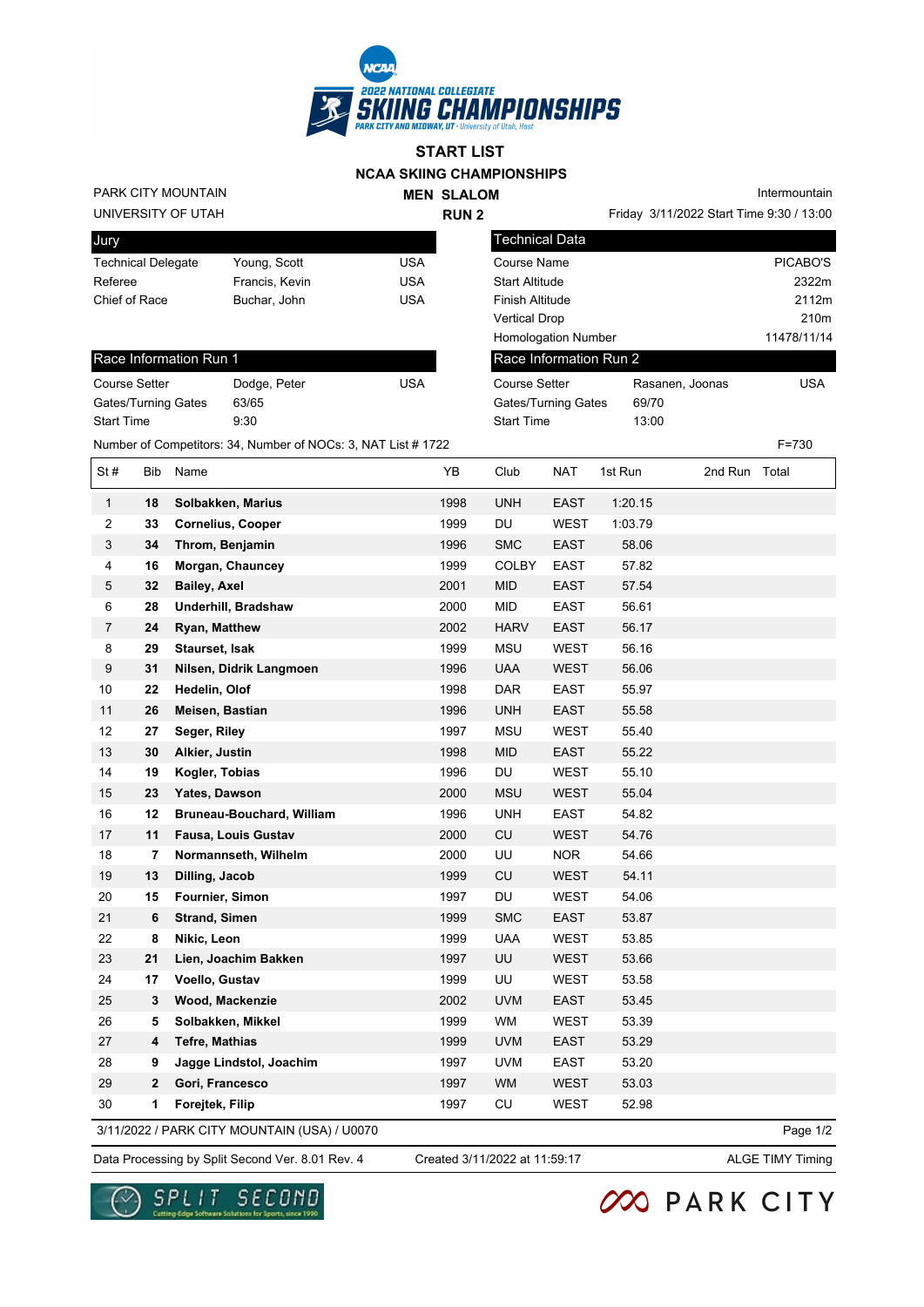2022 NATIONAL COLLEGIATE SKIING CHAMPIONSHIPS
PARK CITY AND MIDWAY, UT · University of Utah, Host

# START LIST

## NCAA SKIING CHAMPIONSHIPS

PARK CITY MOUNTAIN
UNIVERSITY OF UTAH

### MEN SLALOM
### RUN 2

Intermountain
Friday 3/11/2022 Start Time 9:30 / 13:00

**Jury**

| | | |
|---|---|---|
| Technical Delegate | Young, Scott | USA |
| Referee | Francis, Kevin | USA |
| Chief of Race | Buchar, John | USA |

**Technical Data**

| | |
|---|---|
| Course Name | PICABO'S |
| Start Altitude | 2322m |
| Finish Altitude | 2112m |
| Vertical Drop | 210m |
| Homologation Number | 11478/11/14 |

**Race Information Run 1**

| | | |
|---|---|---|
| Course Setter | Dodge, Peter | USA |
| Gates/Turning Gates | 63/65 | |
| Start Time | 9:30 | |

**Race Information Run 2**

| | | |
|---|---|---|
| Course Setter | Rasanen, Joonas | USA |
| Gates/Turning Gates | 69/70 | |
| Start Time | 13:00 | |

Number of Competitors: 34, Number of NOCs: 3, NAT List # 1722

F=730

| St # | Bib | Name | YB | Club | NAT | 1st Run | 2nd Run | Total |
|---|---|---|---|---|---|---|---|---|
| 1 | **18** | **Solbakken, Marius** | 1998 | UNH | EAST | 1:20.15 | | |
| 2 | **33** | **Cornelius, Cooper** | 1999 | DU | WEST | 1:03.79 | | |
| 3 | **34** | **Throm, Benjamin** | 1996 | SMC | EAST | 58.06 | | |
| 4 | **16** | **Morgan, Chauncey** | 1999 | COLBY | EAST | 57.82 | | |
| 5 | **32** | **Bailey, Axel** | 2001 | MID | EAST | 57.54 | | |
| 6 | **28** | **Underhill, Bradshaw** | 2000 | MID | EAST | 56.61 | | |
| 7 | **24** | **Ryan, Matthew** | 2002 | HARV | EAST | 56.17 | | |
| 8 | **29** | **Staurset, Isak** | 1999 | MSU | WEST | 56.16 | | |
| 9 | **31** | **Nilsen, Didrik Langmoen** | 1996 | UAA | WEST | 56.06 | | |
| 10 | **22** | **Hedelin, Olof** | 1998 | DAR | EAST | 55.97 | | |
| 11 | **26** | **Meisen, Bastian** | 1996 | UNH | EAST | 55.58 | | |
| 12 | **27** | **Seger, Riley** | 1997 | MSU | WEST | 55.40 | | |
| 13 | **30** | **Alkier, Justin** | 1998 | MID | EAST | 55.22 | | |
| 14 | **19** | **Kogler, Tobias** | 1996 | DU | WEST | 55.10 | | |
| 15 | **23** | **Yates, Dawson** | 2000 | MSU | WEST | 55.04 | | |
| 16 | **12** | **Bruneau-Bouchard, William** | 1996 | UNH | EAST | 54.82 | | |
| 17 | **11** | **Fausa, Louis Gustav** | 2000 | CU | WEST | 54.76 | | |
| 18 | **7** | **Normannseth, Wilhelm** | 2000 | UU | NOR | 54.66 | | |
| 19 | **13** | **Dilling, Jacob** | 1999 | CU | WEST | 54.11 | | |
| 20 | **15** | **Fournier, Simon** | 1997 | DU | WEST | 54.06 | | |
| 21 | **6** | **Strand, Simen** | 1999 | SMC | EAST | 53.87 | | |
| 22 | **8** | **Nikic, Leon** | 1999 | UAA | WEST | 53.85 | | |
| 23 | **21** | **Lien, Joachim Bakken** | 1997 | UU | WEST | 53.66 | | |
| 24 | **17** | **Voello, Gustav** | 1999 | UU | WEST | 53.58 | | |
| 25 | **3** | **Wood, Mackenzie** | 2002 | UVM | EAST | 53.45 | | |
| 26 | **5** | **Solbakken, Mikkel** | 1999 | WM | WEST | 53.39 | | |
| 27 | **4** | **Tefre, Mathias** | 1999 | UVM | EAST | 53.29 | | |
| 28 | **9** | **Jagge Lindstol, Joachim** | 1997 | UVM | EAST | 53.20 | | |
| 29 | **2** | **Gori, Francesco** | 1997 | WM | WEST | 53.03 | | |
| 30 | **1** | **Forejtek, Filip** | 1997 | CU | WEST | 52.98 | | |

3/11/2022 / PARK CITY MOUNTAIN (USA) / U0070

Data Processing by Split Second Ver. 8.01 Rev. 4 | Created 3/11/2022 at 11:59:17 | ALGE TIMY Timing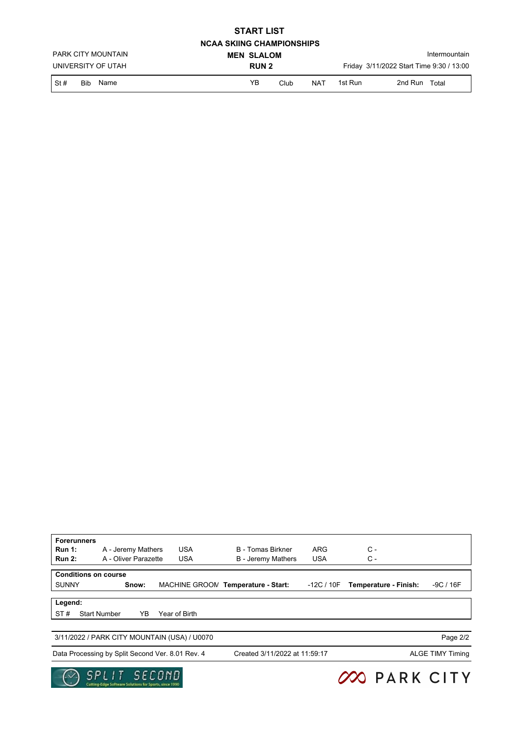# START LIST

## NCAA SKIING CHAMPIONSHIPS

PARK CITY MOUNTAIN — **MEN SLALOM** — Intermountain

UNIVERSITY OF UTAH — **RUN 2** — Friday 3/11/2022 Start Time 9:30 / 13:00

| St # | Bib | Name | YB | Club | NAT | 1st Run | 2nd Run | Total |
|---|---|---|---|---|---|---|---|---|

| **Forerunners** | | | | | |
|---|---|---|---|---|---|
| **Run 1:** | A - Jeremy Mathers | USA | B - Tomas Birkner | ARG | C - |
| **Run 2:** | A - Oliver Parazette | USA | B - Jeremy Mathers | USA | C - |

| **Conditions on course** | | | | | | |
|---|---|---|---|---|---|---|
| SUNNY | **Snow:** | MACHINE GROOM | **Temperature - Start:** | -12C / 10F | **Temperature - Finish:** | -9C / 16F |

| **Legend:** | | | |
|---|---|---|---|
| ST # | Start Number | YB | Year of Birth |

3/11/2022 / PARK CITY MOUNTAIN (USA) / U0070

Data Processing by Split Second Ver. 8.01 Rev. 4 — Created 3/11/2022 at 11:59:17 — ALGE TIMY Timing